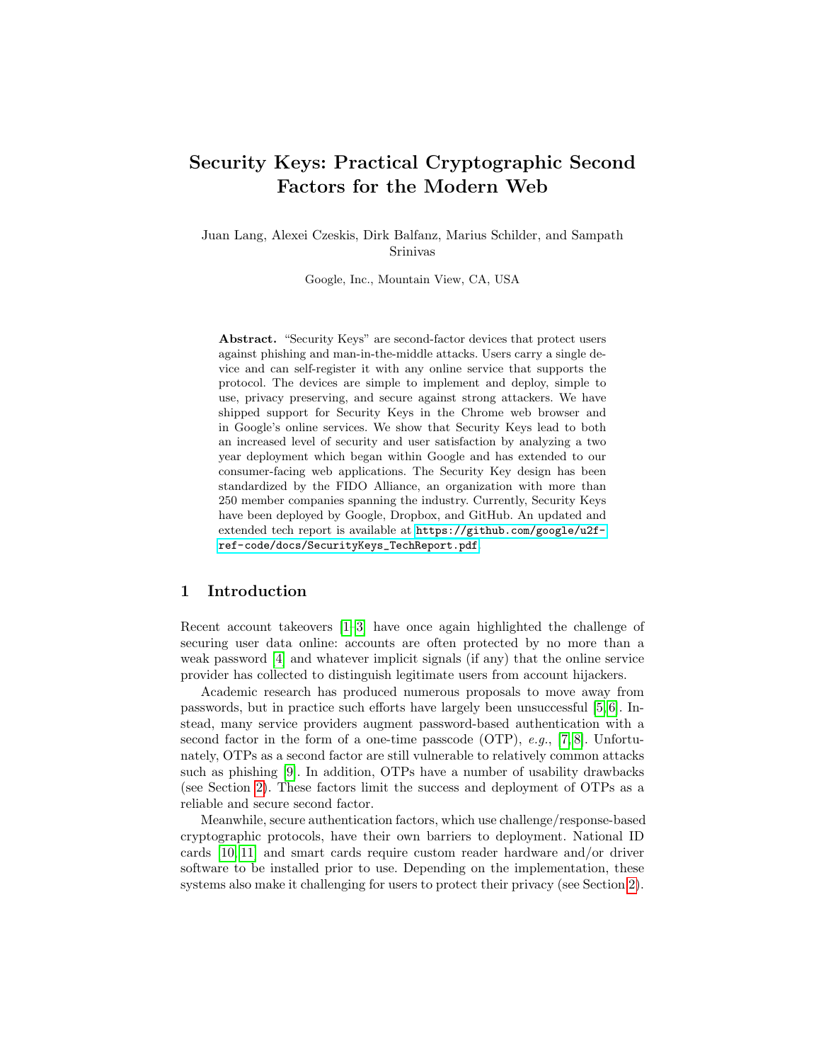# Security Keys: Practical Cryptographic Second Factors for the Modern Web

Juan Lang, Alexei Czeskis, Dirk Balfanz, Marius Schilder, and Sampath Srinivas

Google, Inc., Mountain View, CA, USA

**Abstract.** "Security Keys" are second-factor devices that protect users against phishing and man-in-the-middle attacks. Users carry a single device and can self-register it with any online service that supports the protocol. The devices are simple to implement and deploy, simple to use, privacy preserving, and secure against strong attackers. We have shipped support for Security Keys in the Chrome web browser and in Google's online services. We show that Security Keys lead to both an increased level of security and user satisfaction by analyzing a two year deployment which began within Google and has extended to our consumer-facing web applications. The Security Key design has been standardized by the FIDO Alliance, an organization with more than 250 member companies spanning the industry. Currently, Security Keys have been deployed by Google, Dropbox, and GitHub. An updated and extended tech report is available at https://github.com/google/u2f-ref-code/docs/SecurityKeys_TechReport.pdf.

## 1 Introduction

Recent account takeovers [1–3] have once again highlighted the challenge of securing user data online: accounts are often protected by no more than a weak password [4] and whatever implicit signals (if any) that the online service provider has collected to distinguish legitimate users from account hijackers.

Academic research has produced numerous proposals to move away from passwords, but in practice such efforts have largely been unsuccessful [5,6]. Instead, many service providers augment password-based authentication with a second factor in the form of a one-time passcode (OTP), *e.g.*, [7,8]. Unfortunately, OTPs as a second factor are still vulnerable to relatively common attacks such as phishing [9]. In addition, OTPs have a number of usability drawbacks (see Section 2). These factors limit the success and deployment of OTPs as a reliable and secure second factor.

Meanwhile, secure authentication factors, which use challenge/response-based cryptographic protocols, have their own barriers to deployment. National ID cards [10,11] and smart cards require custom reader hardware and/or driver software to be installed prior to use. Depending on the implementation, these systems also make it challenging for users to protect their privacy (see Section 2).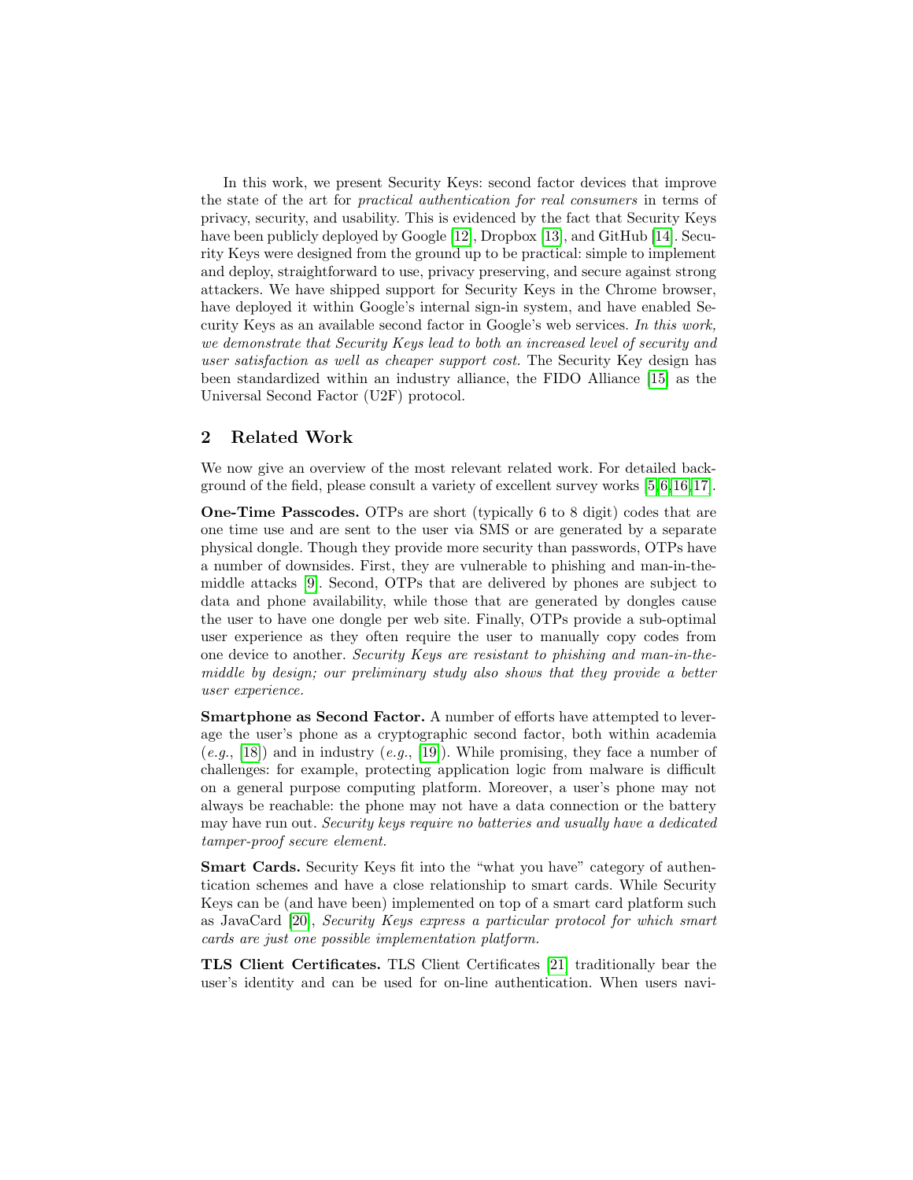In this work, we present Security Keys: second factor devices that improve the state of the art for *practical authentication for real consumers* in terms of privacy, security, and usability. This is evidenced by the fact that Security Keys have been publicly deployed by Google [12], Dropbox [13], and GitHub [14]. Security Keys were designed from the ground up to be practical: simple to implement and deploy, straightforward to use, privacy preserving, and secure against strong attackers. We have shipped support for Security Keys in the Chrome browser, have deployed it within Google's internal sign-in system, and have enabled Security Keys as an available second factor in Google's web services. *In this work, we demonstrate that Security Keys lead to both an increased level of security and user satisfaction as well as cheaper support cost.* The Security Key design has been standardized within an industry alliance, the FIDO Alliance [15] as the Universal Second Factor (U2F) protocol.

## 2 Related Work

We now give an overview of the most relevant related work. For detailed background of the field, please consult a variety of excellent survey works [5,6,16,17].

**One-Time Passcodes.** OTPs are short (typically 6 to 8 digit) codes that are one time use and are sent to the user via SMS or are generated by a separate physical dongle. Though they provide more security than passwords, OTPs have a number of downsides. First, they are vulnerable to phishing and man-in-the-middle attacks [9]. Second, OTPs that are delivered by phones are subject to data and phone availability, while those that are generated by dongles cause the user to have one dongle per web site. Finally, OTPs provide a sub-optimal user experience as they often require the user to manually copy codes from one device to another. *Security Keys are resistant to phishing and man-in-the-middle by design; our preliminary study also shows that they provide a better user experience.*

**Smartphone as Second Factor.** A number of efforts have attempted to leverage the user's phone as a cryptographic second factor, both within academia (*e.g.*, [18]) and in industry (*e.g.*, [19]). While promising, they face a number of challenges: for example, protecting application logic from malware is difficult on a general purpose computing platform. Moreover, a user's phone may not always be reachable: the phone may not have a data connection or the battery may have run out. *Security keys require no batteries and usually have a dedicated tamper-proof secure element.*

**Smart Cards.** Security Keys fit into the "what you have" category of authentication schemes and have a close relationship to smart cards. While Security Keys can be (and have been) implemented on top of a smart card platform such as JavaCard [20], *Security Keys express a particular protocol for which smart cards are just one possible implementation platform.*

**TLS Client Certificates.** TLS Client Certificates [21] traditionally bear the user's identity and can be used for on-line authentication. When users navi-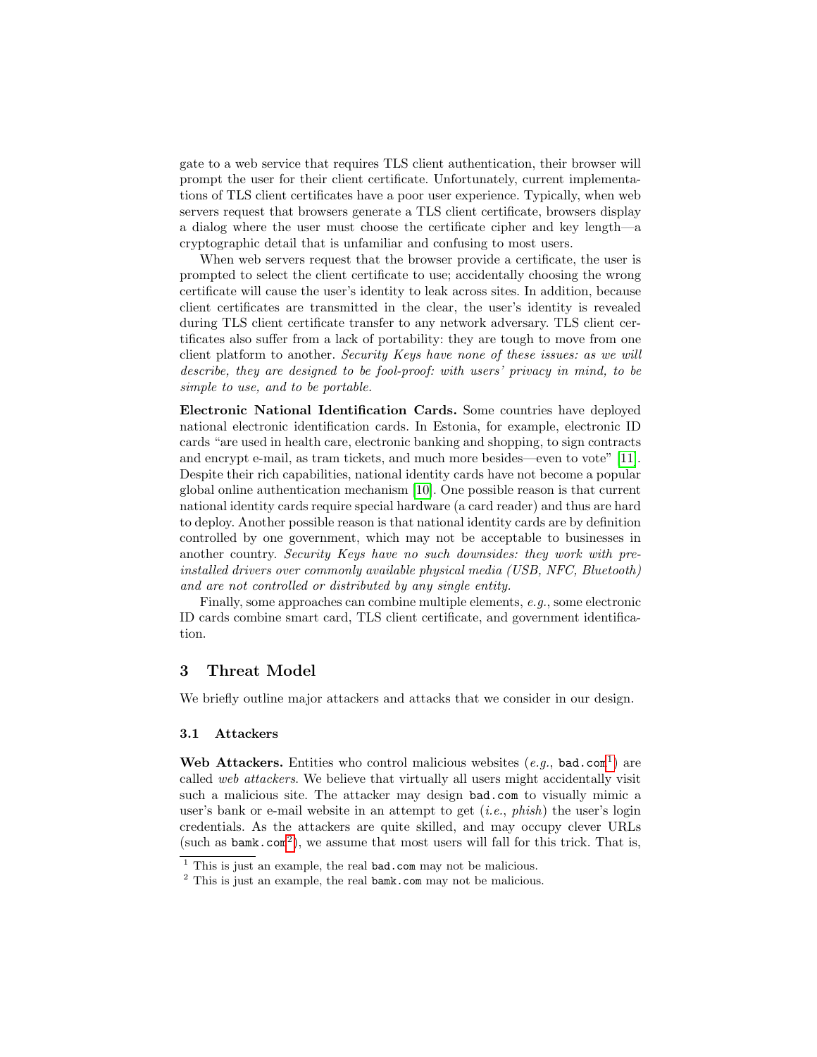gate to a web service that requires TLS client authentication, their browser will prompt the user for their client certificate. Unfortunately, current implementations of TLS client certificates have a poor user experience. Typically, when web servers request that browsers generate a TLS client certificate, browsers display a dialog where the user must choose the certificate cipher and key length—a cryptographic detail that is unfamiliar and confusing to most users.

When web servers request that the browser provide a certificate, the user is prompted to select the client certificate to use; accidentally choosing the wrong certificate will cause the user's identity to leak across sites. In addition, because client certificates are transmitted in the clear, the user's identity is revealed during TLS client certificate transfer to any network adversary. TLS client certificates also suffer from a lack of portability: they are tough to move from one client platform to another. *Security Keys have none of these issues: as we will describe, they are designed to be fool-proof: with users' privacy in mind, to be simple to use, and to be portable.*

**Electronic National Identification Cards.** Some countries have deployed national electronic identification cards. In Estonia, for example, electronic ID cards "are used in health care, electronic banking and shopping, to sign contracts and encrypt e-mail, as tram tickets, and much more besides—even to vote" [11]. Despite their rich capabilities, national identity cards have not become a popular global online authentication mechanism [10]. One possible reason is that current national identity cards require special hardware (a card reader) and thus are hard to deploy. Another possible reason is that national identity cards are by definition controlled by one government, which may not be acceptable to businesses in another country. *Security Keys have no such downsides: they work with pre-installed drivers over commonly available physical media (USB, NFC, Bluetooth) and are not controlled or distributed by any single entity.*

Finally, some approaches can combine multiple elements, *e.g.*, some electronic ID cards combine smart card, TLS client certificate, and government identification.

## 3 Threat Model

We briefly outline major attackers and attacks that we consider in our design.

### 3.1 Attackers

**Web Attackers.** Entities who control malicious websites (*e.g.*, `bad.com`[1]) are called *web attackers*. We believe that virtually all users might accidentally visit such a malicious site. The attacker may design `bad.com` to visually mimic a user's bank or e-mail website in an attempt to get (*i.e.*, *phish*) the user's login credentials. As the attackers are quite skilled, and may occupy clever URLs (such as `bamk.com`[2]), we assume that most users will fall for this trick. That is,

[1] This is just an example, the real `bad.com` may not be malicious.

[2] This is just an example, the real `bamk.com` may not be malicious.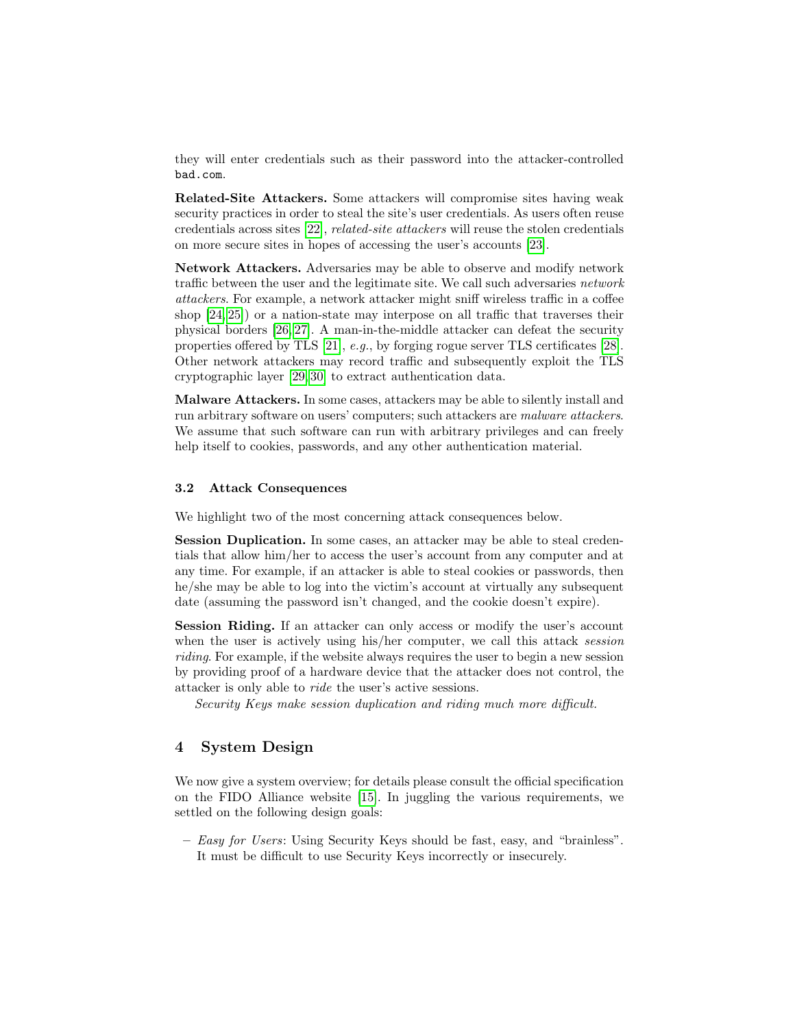they will enter credentials such as their password into the attacker-controlled bad.com.

**Related-Site Attackers.** Some attackers will compromise sites having weak security practices in order to steal the site's user credentials. As users often reuse credentials across sites [22], *related-site attackers* will reuse the stolen credentials on more secure sites in hopes of accessing the user's accounts [23].

**Network Attackers.** Adversaries may be able to observe and modify network traffic between the user and the legitimate site. We call such adversaries *network attackers*. For example, a network attacker might sniff wireless traffic in a coffee shop [24,25]) or a nation-state may interpose on all traffic that traverses their physical borders [26,27]. A man-in-the-middle attacker can defeat the security properties offered by TLS [21], *e.g.*, by forging rogue server TLS certificates [28]. Other network attackers may record traffic and subsequently exploit the TLS cryptographic layer [29,30] to extract authentication data.

**Malware Attackers.** In some cases, attackers may be able to silently install and run arbitrary software on users' computers; such attackers are *malware attackers*. We assume that such software can run with arbitrary privileges and can freely help itself to cookies, passwords, and any other authentication material.

### 3.2 Attack Consequences

We highlight two of the most concerning attack consequences below.

**Session Duplication.** In some cases, an attacker may be able to steal credentials that allow him/her to access the user's account from any computer and at any time. For example, if an attacker is able to steal cookies or passwords, then he/she may be able to log into the victim's account at virtually any subsequent date (assuming the password isn't changed, and the cookie doesn't expire).

**Session Riding.** If an attacker can only access or modify the user's account when the user is actively using his/her computer, we call this attack *session riding*. For example, if the website always requires the user to begin a new session by providing proof of a hardware device that the attacker does not control, the attacker is only able to *ride* the user's active sessions.

*Security Keys make session duplication and riding much more difficult.*

## 4 System Design

We now give a system overview; for details please consult the official specification on the FIDO Alliance website [15]. In juggling the various requirements, we settled on the following design goals:

- *Easy for Users*: Using Security Keys should be fast, easy, and "brainless". It must be difficult to use Security Keys incorrectly or insecurely.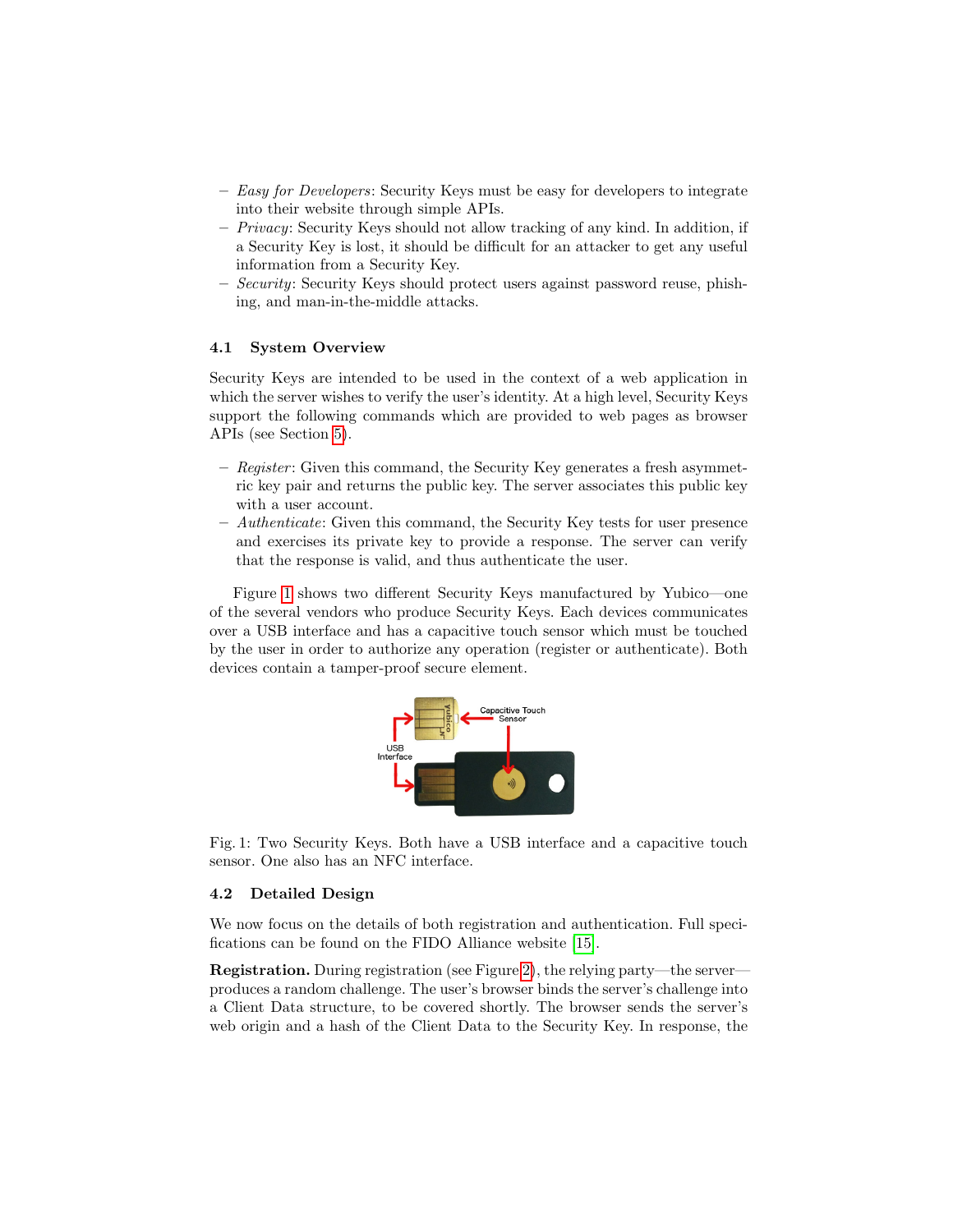- *Easy for Developers*: Security Keys must be easy for developers to integrate into their website through simple APIs.
- *Privacy*: Security Keys should not allow tracking of any kind. In addition, if a Security Key is lost, it should be difficult for an attacker to get any useful information from a Security Key.
- *Security*: Security Keys should protect users against password reuse, phishing, and man-in-the-middle attacks.

### 4.1 System Overview

Security Keys are intended to be used in the context of a web application in which the server wishes to verify the user's identity. At a high level, Security Keys support the following commands which are provided to web pages as browser APIs (see Section 5).

- *Register*: Given this command, the Security Key generates a fresh asymmetric key pair and returns the public key. The server associates this public key with a user account.
- *Authenticate*: Given this command, the Security Key tests for user presence and exercises its private key to provide a response. The server can verify that the response is valid, and thus authenticate the user.

Figure 1 shows two different Security Keys manufactured by Yubico—one of the several vendors who produce Security Keys. Each devices communicates over a USB interface and has a capacitive touch sensor which must be touched by the user in order to authorize any operation (register or authenticate). Both devices contain a tamper-proof secure element.

Fig. 1: Two Security Keys. Both have a USB interface and a capacitive touch sensor. One also has an NFC interface.

### 4.2 Detailed Design

We now focus on the details of both registration and authentication. Full specifications can be found on the FIDO Alliance website [15].

**Registration.** During registration (see Figure 2), the relying party—the server—produces a random challenge. The user's browser binds the server's challenge into a Client Data structure, to be covered shortly. The browser sends the server's web origin and a hash of the Client Data to the Security Key. In response, the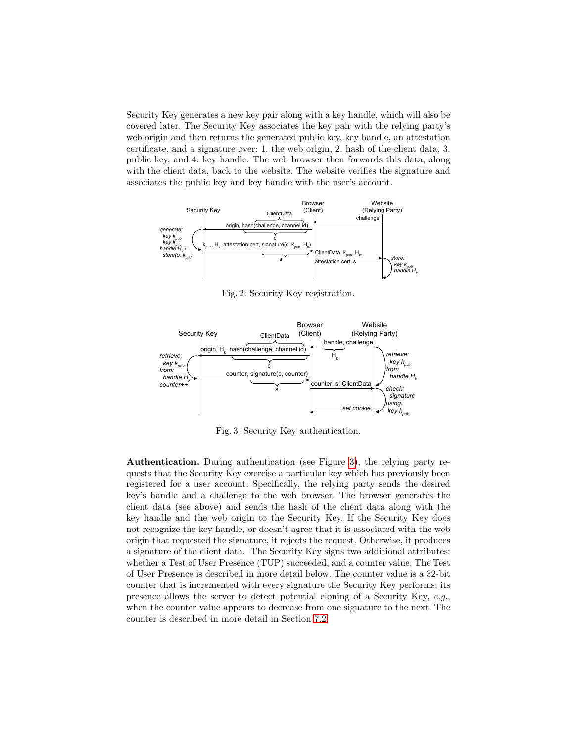Security Key generates a new key pair along with a key handle, which will also be covered later. The Security Key associates the key pair with the relying party's web origin and then returns the generated public key, key handle, an attestation certificate, and a signature over: 1. the web origin, 2. hash of the client data, 3. public key, and 4. key handle. The web browser then forwards this data, along with the client data, back to the website. The website verifies the signature and associates the public key and key handle with the user's account.

Fig. 2: Security Key registration.

Fig. 3: Security Key authentication.

**Authentication.** During authentication (see Figure 3), the relying party requests that the Security Key exercise a particular key which has previously been registered for a user account. Specifically, the relying party sends the desired key's handle and a challenge to the web browser. The browser generates the client data (see above) and sends the hash of the client data along with the key handle and the web origin to the Security Key. If the Security Key does not recognize the key handle, or doesn't agree that it is associated with the web origin that requested the signature, it rejects the request. Otherwise, it produces a signature of the client data. The Security Key signs two additional attributes: whether a Test of User Presence (TUP) succeeded, and a counter value. The Test of User Presence is described in more detail below. The counter value is a 32-bit counter that is incremented with every signature the Security Key performs; its presence allows the server to detect potential cloning of a Security Key, *e.g.*, when the counter value appears to decrease from one signature to the next. The counter is described in more detail in Section 7.2.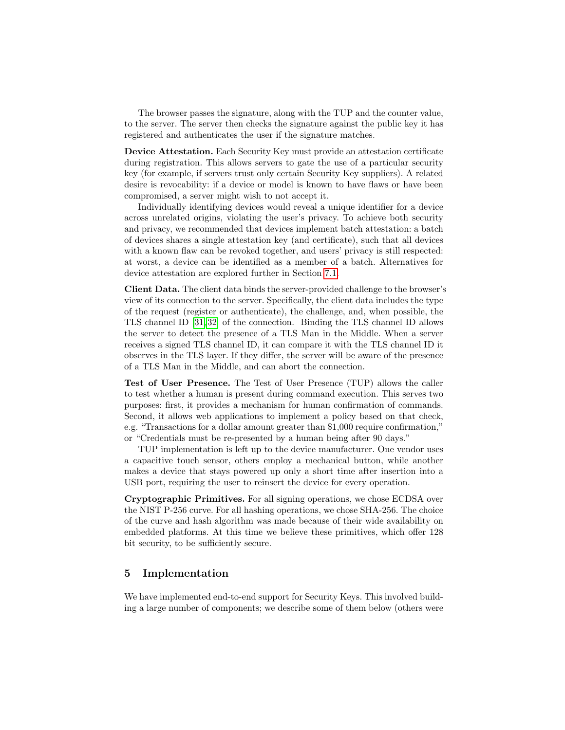The browser passes the signature, along with the TUP and the counter value, to the server. The server then checks the signature against the public key it has registered and authenticates the user if the signature matches.

**Device Attestation.** Each Security Key must provide an attestation certificate during registration. This allows servers to gate the use of a particular security key (for example, if servers trust only certain Security Key suppliers). A related desire is revocability: if a device or model is known to have flaws or have been compromised, a server might wish to not accept it.

Individually identifying devices would reveal a unique identifier for a device across unrelated origins, violating the user's privacy. To achieve both security and privacy, we recommended that devices implement batch attestation: a batch of devices shares a single attestation key (and certificate), such that all devices with a known flaw can be revoked together, and users' privacy is still respected: at worst, a device can be identified as a member of a batch. Alternatives for device attestation are explored further in Section 7.1.

**Client Data.** The client data binds the server-provided challenge to the browser's view of its connection to the server. Specifically, the client data includes the type of the request (register or authenticate), the challenge, and, when possible, the TLS channel ID [31,32] of the connection. Binding the TLS channel ID allows the server to detect the presence of a TLS Man in the Middle. When a server receives a signed TLS channel ID, it can compare it with the TLS channel ID it observes in the TLS layer. If they differ, the server will be aware of the presence of a TLS Man in the Middle, and can abort the connection.

**Test of User Presence.** The Test of User Presence (TUP) allows the caller to test whether a human is present during command execution. This serves two purposes: first, it provides a mechanism for human confirmation of commands. Second, it allows web applications to implement a policy based on that check, e.g. "Transactions for a dollar amount greater than $1,000 require confirmation," or "Credentials must be re-presented by a human being after 90 days."

TUP implementation is left up to the device manufacturer. One vendor uses a capacitive touch sensor, others employ a mechanical button, while another makes a device that stays powered up only a short time after insertion into a USB port, requiring the user to reinsert the device for every operation.

**Cryptographic Primitives.** For all signing operations, we chose ECDSA over the NIST P-256 curve. For all hashing operations, we chose SHA-256. The choice of the curve and hash algorithm was made because of their wide availability on embedded platforms. At this time we believe these primitives, which offer 128 bit security, to be sufficiently secure.

## 5 Implementation

We have implemented end-to-end support for Security Keys. This involved building a large number of components; we describe some of them below (others were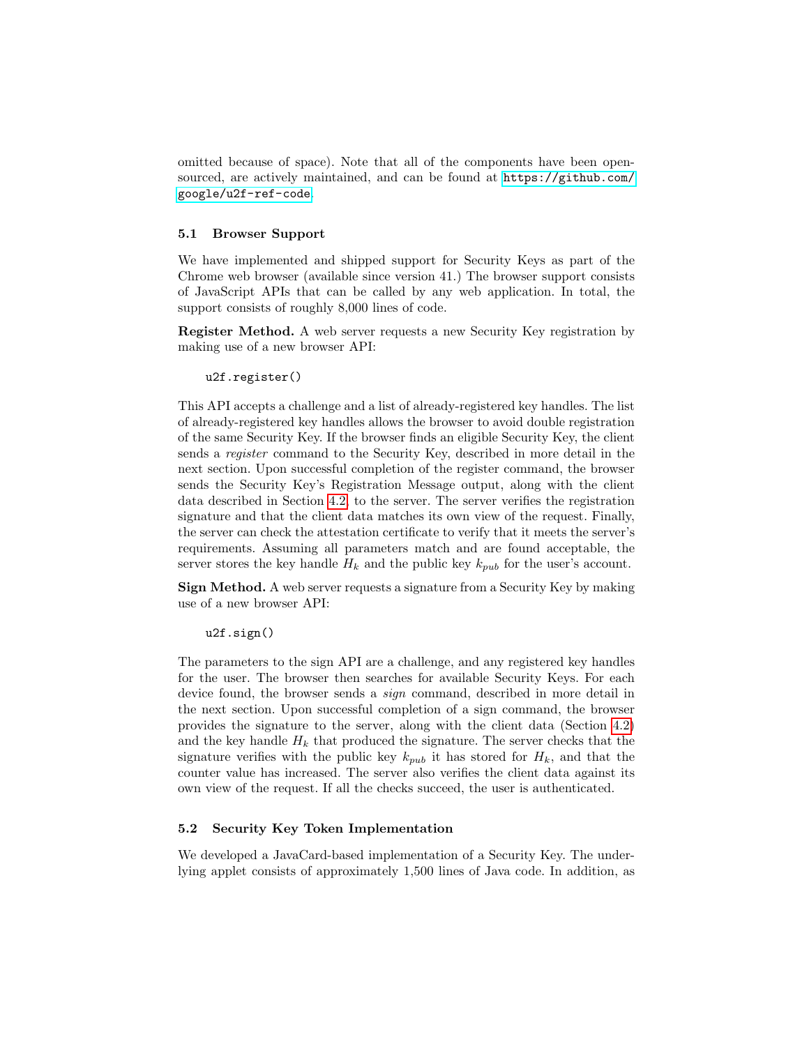omitted because of space). Note that all of the components have been open-sourced, are actively maintained, and can be found at https://github.com/google/u2f-ref-code.

### 5.1 Browser Support

We have implemented and shipped support for Security Keys as part of the Chrome web browser (available since version 41.) The browser support consists of JavaScript APIs that can be called by any web application. In total, the support consists of roughly 8,000 lines of code.

**Register Method.** A web server requests a new Security Key registration by making use of a new browser API:

```
u2f.register()
```

This API accepts a challenge and a list of already-registered key handles. The list of already-registered key handles allows the browser to avoid double registration of the same Security Key. If the browser finds an eligible Security Key, the client sends a *register* command to the Security Key, described in more detail in the next section. Upon successful completion of the register command, the browser sends the Security Key's Registration Message output, along with the client data described in Section 4.2, to the server. The server verifies the registration signature and that the client data matches its own view of the request. Finally, the server can check the attestation certificate to verify that it meets the server's requirements. Assuming all parameters match and are found acceptable, the server stores the key handle $H_k$ and the public key $k_{pub}$ for the user's account.

**Sign Method.** A web server requests a signature from a Security Key by making use of a new browser API:

```
u2f.sign()
```

The parameters to the sign API are a challenge, and any registered key handles for the user. The browser then searches for available Security Keys. For each device found, the browser sends a *sign* command, described in more detail in the next section. Upon successful completion of a sign command, the browser provides the signature to the server, along with the client data (Section 4.2) and the key handle $H_k$ that produced the signature. The server checks that the signature verifies with the public key $k_{pub}$ it has stored for $H_k$, and that the counter value has increased. The server also verifies the client data against its own view of the request. If all the checks succeed, the user is authenticated.

### 5.2 Security Key Token Implementation

We developed a JavaCard-based implementation of a Security Key. The underlying applet consists of approximately 1,500 lines of Java code. In addition, as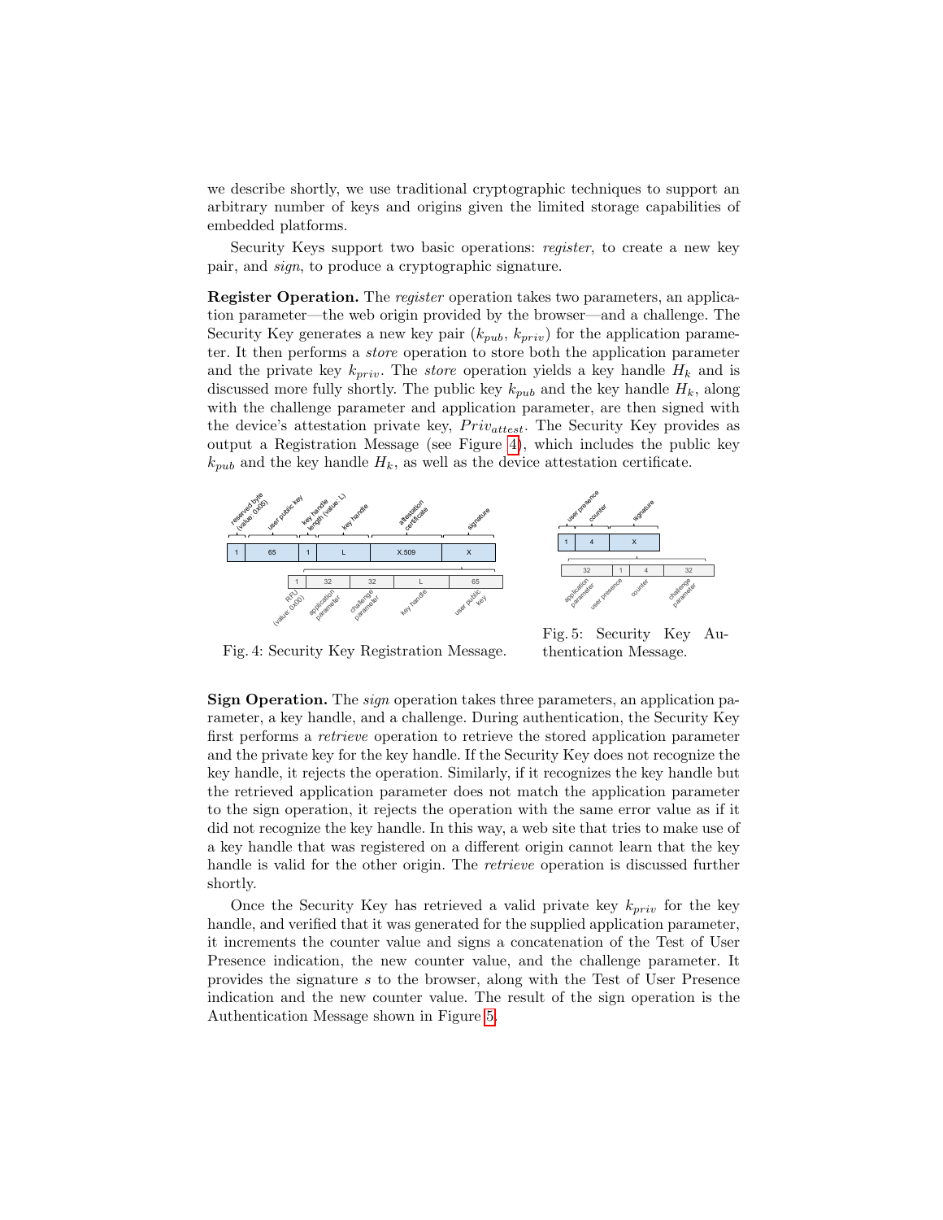we describe shortly, we use traditional cryptographic techniques to support an arbitrary number of keys and origins given the limited storage capabilities of embedded platforms.

Security Keys support two basic operations: *register*, to create a new key pair, and *sign*, to produce a cryptographic signature.

**Register Operation.** The *register* operation takes two parameters, an application parameter—the web origin provided by the browser—and a challenge. The Security Key generates a new key pair ($k_{pub}$, $k_{priv}$) for the application parameter. It then performs a *store* operation to store both the application parameter and the private key $k_{priv}$. The *store* operation yields a key handle $H_k$ and is discussed more fully shortly. The public key $k_{pub}$ and the key handle $H_k$, along with the challenge parameter and application parameter, are then signed with the device's attestation private key, $Priv_{attest}$. The Security Key provides as output a Registration Message (see Figure 4), which includes the public key $k_{pub}$ and the key handle $H_k$, as well as the device attestation certificate.

Fig. 4: Security Key Registration Message.

Fig. 5: Security Key Authentication Message.

**Sign Operation.** The *sign* operation takes three parameters, an application parameter, a key handle, and a challenge. During authentication, the Security Key first performs a *retrieve* operation to retrieve the stored application parameter and the private key for the key handle. If the Security Key does not recognize the key handle, it rejects the operation. Similarly, if it recognizes the key handle but the retrieved application parameter does not match the application parameter to the sign operation, it rejects the operation with the same error value as if it did not recognize the key handle. In this way, a web site that tries to make use of a key handle that was registered on a different origin cannot learn that the key handle is valid for the other origin. The *retrieve* operation is discussed further shortly.

Once the Security Key has retrieved a valid private key $k_{priv}$ for the key handle, and verified that it was generated for the supplied application parameter, it increments the counter value and signs a concatenation of the Test of User Presence indication, the new counter value, and the challenge parameter. It provides the signature $s$ to the browser, along with the Test of User Presence indication and the new counter value. The result of the sign operation is the Authentication Message shown in Figure 5.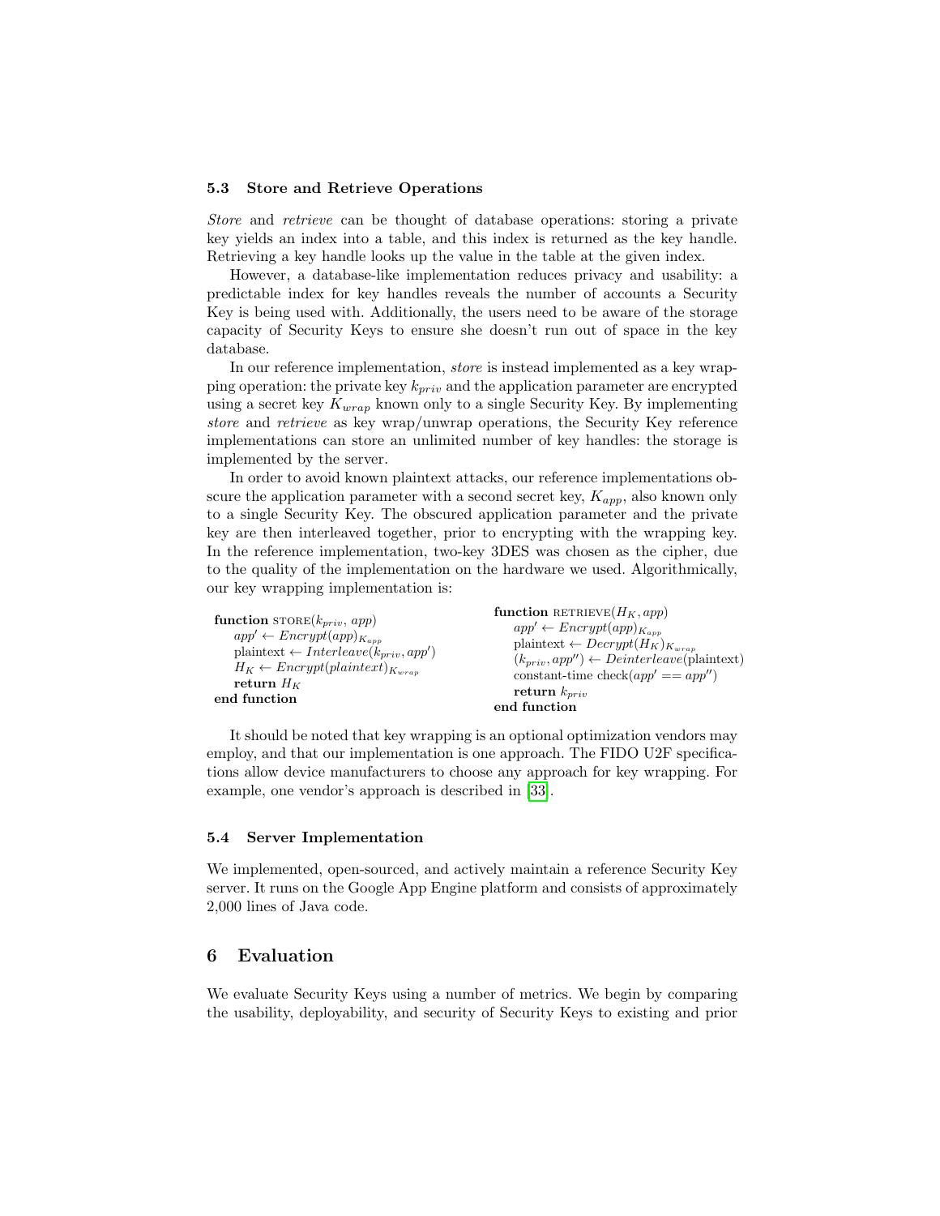### 5.3 Store and Retrieve Operations

*Store* and *retrieve* can be thought of database operations: storing a private key yields an index into a table, and this index is returned as the key handle. Retrieving a key handle looks up the value in the table at the given index.

However, a database-like implementation reduces privacy and usability: a predictable index for key handles reveals the number of accounts a Security Key is being used with. Additionally, the users need to be aware of the storage capacity of Security Keys to ensure she doesn't run out of space in the key database.

In our reference implementation, *store* is instead implemented as a key wrapping operation: the private key $k_{priv}$ and the application parameter are encrypted using a secret key $K_{wrap}$ known only to a single Security Key. By implementing *store* and *retrieve* as key wrap/unwrap operations, the Security Key reference implementations can store an unlimited number of key handles: the storage is implemented by the server.

In order to avoid known plaintext attacks, our reference implementations obscure the application parameter with a second secret key, $K_{app}$, also known only to a single Security Key. The obscured application parameter and the private key are then interleaved together, prior to encrypting with the wrapping key. In the reference implementation, two-key 3DES was chosen as the cipher, due to the quality of the implementation on the hardware we used. Algorithmically, our key wrapping implementation is:

**function** STORE($k_{priv}$, $app$)
  $app' \leftarrow Encrypt(app)_{K_{app}}$
  plaintext $\leftarrow Interleave(k_{priv}, app')$
  $H_K \leftarrow Encrypt(plaintext)_{K_{wrap}}$
  **return** $H_K$
**end function**

**function** RETRIEVE($H_K$, $app$)
  $app' \leftarrow Encrypt(app)_{K_{app}}$
  plaintext $\leftarrow Decrypt(H_K)_{K_{wrap}}$
  $(k_{priv}, app'') \leftarrow Deinterleave$(plaintext)
  constant-time check($app' == app''$)
  **return** $k_{priv}$
**end function**

It should be noted that key wrapping is an optional optimization vendors may employ, and that our implementation is one approach. The FIDO U2F specifications allow device manufacturers to choose any approach for key wrapping. For example, one vendor's approach is described in [33].

### 5.4 Server Implementation

We implemented, open-sourced, and actively maintain a reference Security Key server. It runs on the Google App Engine platform and consists of approximately 2,000 lines of Java code.

## 6 Evaluation

We evaluate Security Keys using a number of metrics. We begin by comparing the usability, deployability, and security of Security Keys to existing and prior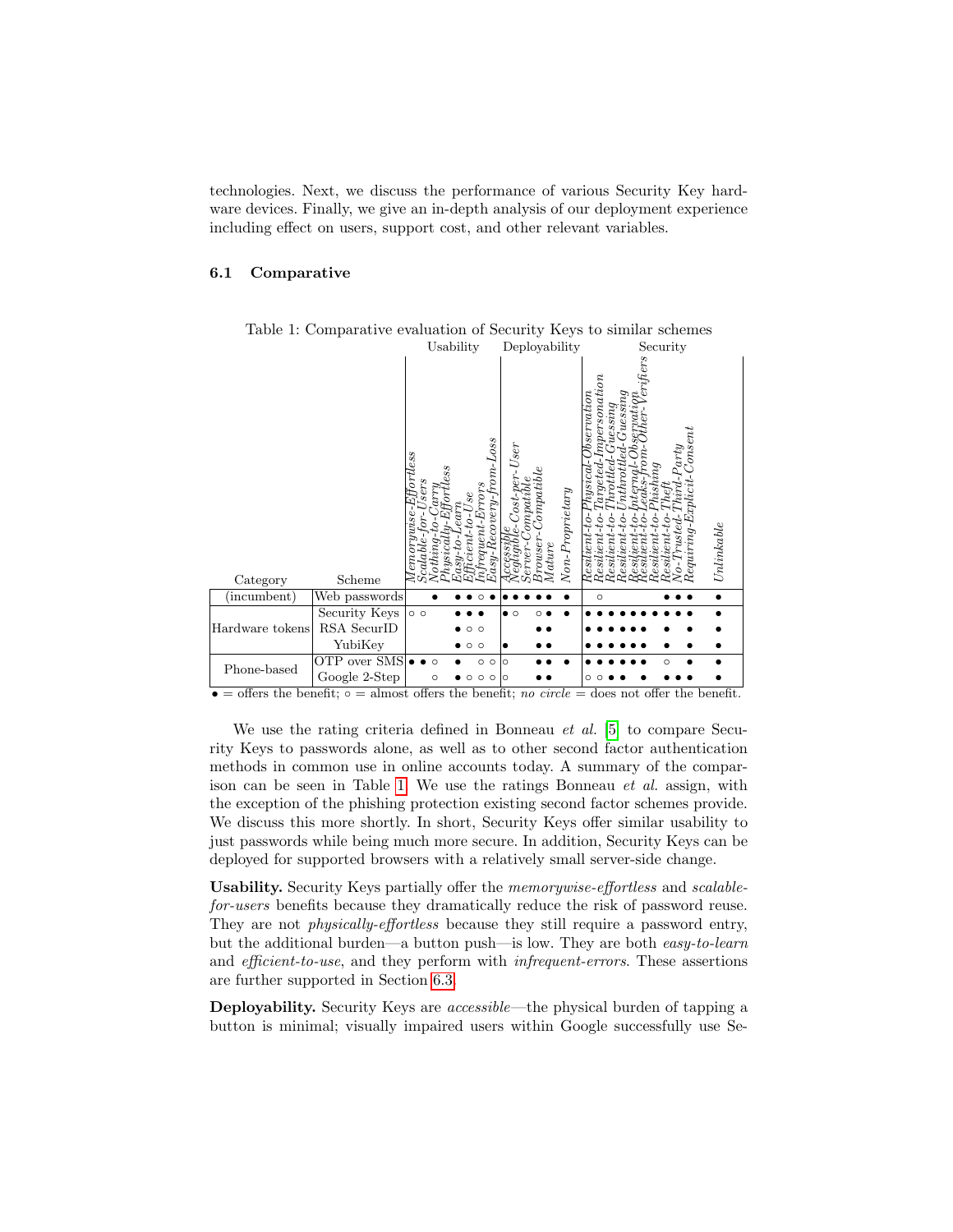technologies. Next, we discuss the performance of various Security Key hardware devices. Finally, we give an in-depth analysis of our deployment experience including effect on users, support cost, and other relevant variables.

### 6.1 Comparative

Table 1: Comparative evaluation of Security Keys to similar schemes

| | | Usability | | | | | | | | Deployability | | | | | | Security | | | | | | | | | | |
|---|---|---|---|---|---|---|---|---|---|---|---|---|---|---|---|---|---|---|---|---|---|---|---|---|---|---|
| Category | Scheme | *Memorywise-Effortless* | *Scalable-for-Users* | *Nothing-to-Carry* | *Physically-Effortless* | *Easy-to-Learn* | *Efficient-to-Use* | *Infrequent-Errors* | *Easy-Recovery-from-Loss* | *Accessible* | *Negligible-Cost-per-User* | *Server-Compatible* | *Browser-Compatible* | *Mature* | *Non-Proprietary* | *Resilient-to-Physical-Observation* | *Resilient-to-Targeted-Impersonation* | *Resilient-to-Throttled-Guessing* | *Resilient-to-Unthrottled-Guessing* | *Resilient-to-Internal-Observation* | *Resilient-to-Leaks-from-Other-Verifiers* | *Resilient-to-Phishing* | *Resilient-to-Theft* | *No-Trusted-Third-Party* | *Requiring-Explicit-Consent* | *Unlinkable* |
| (incumbent) | Web passwords | | | ● | | ● | ● | ○ | ● | ● | ● | ● | ● | ● | ● | | ○ | | | | | | ● | ● | ● | ● |
| Hardware tokens | Security Keys | ○ | ○ | | | ● | ● | ● | | ● | ○ | | ○ | ● | ● | ● | ● | ● | ● | ● | ● | ● | ● | ● | ● | ● |
| | RSA SecurID | | | | | ● | ○ | ○ | | | | | ● | ● | | ● | ● | ● | ● | ● | ● | | ● | | ● | ● |
| | YubiKey | | | | | ● | ○ | ○ | | ● | | | ● | ● | | ● | ● | ● | ● | ● | ● | | ● | | ● | ● |
| Phone-based | OTP over SMS | ● | ● | ○ | | ● | | ○ | ○ | ○ | | | ● | ● | ● | ● | ● | ● | ● | ● | ● | | ○ | | ● | ● |
| | Google 2-Step | | | ○ | | ● | ○ | ○ | ○ | ○ | | | ● | ● | | ○ | ○ | ● | ● | | ● | | ● | ● | ● | ● |

● = offers the benefit; ○ = almost offers the benefit; *no circle* = does not offer the benefit.

We use the rating criteria defined in Bonneau *et al.* [5] to compare Security Keys to passwords alone, as well as to other second factor authentication methods in common use in online accounts today. A summary of the comparison can be seen in Table 1. We use the ratings Bonneau *et al.* assign, with the exception of the phishing protection existing second factor schemes provide. We discuss this more shortly. In short, Security Keys offer similar usability to just passwords while being much more secure. In addition, Security Keys can be deployed for supported browsers with a relatively small server-side change.

**Usability.** Security Keys partially offer the *memorywise-effortless* and *scalable-for-users* benefits because they dramatically reduce the risk of password reuse. They are not *physically-effortless* because they still require a password entry, but the additional burden—a button push—is low. They are both *easy-to-learn* and *efficient-to-use*, and they perform with *infrequent-errors*. These assertions are further supported in Section 6.3.

**Deployability.** Security Keys are *accessible*—the physical burden of tapping a button is minimal; visually impaired users within Google successfully use Se-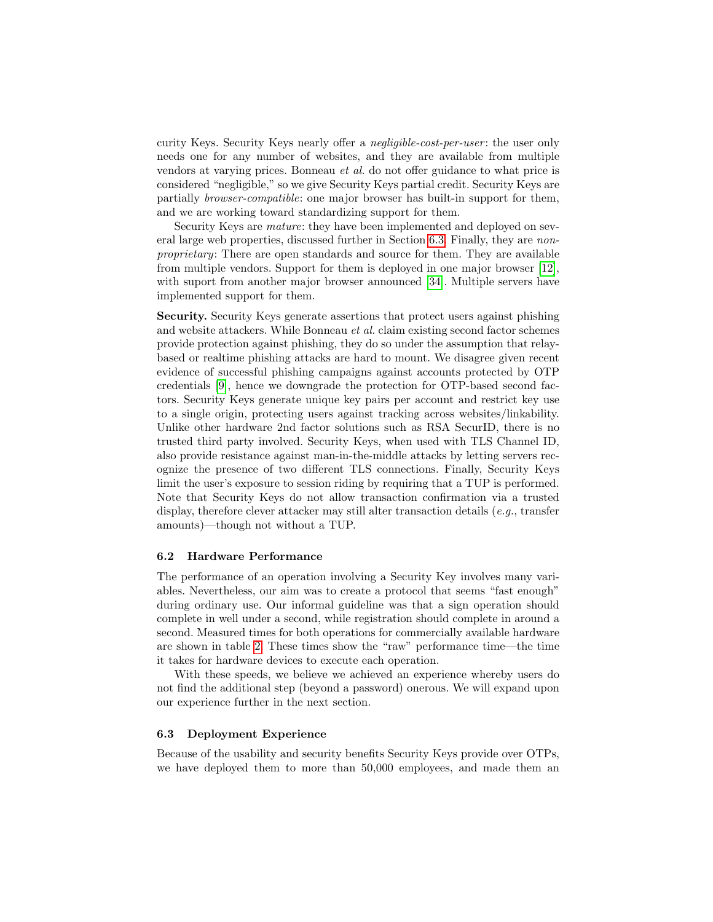curity Keys. Security Keys nearly offer a *negligible-cost-per-user*: the user only needs one for any number of websites, and they are available from multiple vendors at varying prices. Bonneau *et al.* do not offer guidance to what price is considered "negligible," so we give Security Keys partial credit. Security Keys are partially *browser-compatible*: one major browser has built-in support for them, and we are working toward standardizing support for them.

Security Keys are *mature*: they have been implemented and deployed on several large web properties, discussed further in Section 6.3. Finally, they are *non-proprietary*: There are open standards and source for them. They are available from multiple vendors. Support for them is deployed in one major browser [12], with suport from another major browser announced [34]. Multiple servers have implemented support for them.

**Security.** Security Keys generate assertions that protect users against phishing and website attackers. While Bonneau *et al.* claim existing second factor schemes provide protection against phishing, they do so under the assumption that relay-based or realtime phishing attacks are hard to mount. We disagree given recent evidence of successful phishing campaigns against accounts protected by OTP credentials [9], hence we downgrade the protection for OTP-based second factors. Security Keys generate unique key pairs per account and restrict key use to a single origin, protecting users against tracking across websites/linkability. Unlike other hardware 2nd factor solutions such as RSA SecurID, there is no trusted third party involved. Security Keys, when used with TLS Channel ID, also provide resistance against man-in-the-middle attacks by letting servers recognize the presence of two different TLS connections. Finally, Security Keys limit the user's exposure to session riding by requiring that a TUP is performed. Note that Security Keys do not allow transaction confirmation via a trusted display, therefore clever attacker may still alter transaction details (*e.g.*, transfer amounts)—though not without a TUP.

### 6.2 Hardware Performance

The performance of an operation involving a Security Key involves many variables. Nevertheless, our aim was to create a protocol that seems "fast enough" during ordinary use. Our informal guideline was that a sign operation should complete in well under a second, while registration should complete in around a second. Measured times for both operations for commercially available hardware are shown in table 2. These times show the "raw" performance time—the time it takes for hardware devices to execute each operation.

With these speeds, we believe we achieved an experience whereby users do not find the additional step (beyond a password) onerous. We will expand upon our experience further in the next section.

### 6.3 Deployment Experience

Because of the usability and security benefits Security Keys provide over OTPs, we have deployed them to more than 50,000 employees, and made them an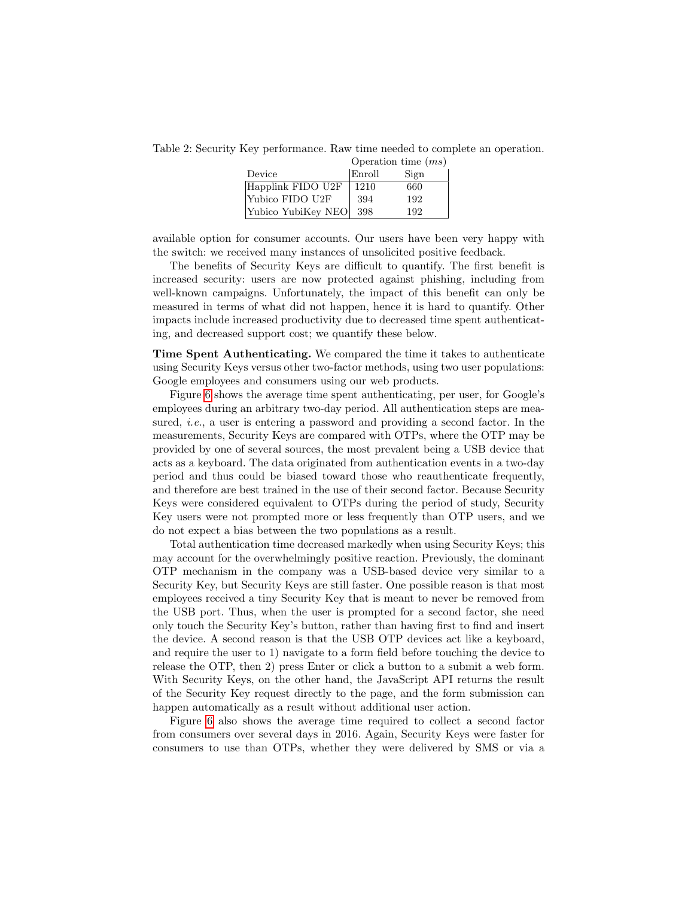Table 2: Security Key performance. Raw time needed to complete an operation.

| | Operation time (*ms*) | |
|---|---|---|
| Device | Enroll | Sign |
| Happlink FIDO U2F | 1210 | 660 |
| Yubico FIDO U2F | 394 | 192 |
| Yubico YubiKey NEO | 398 | 192 |

available option for consumer accounts. Our users have been very happy with the switch: we received many instances of unsolicited positive feedback.

The benefits of Security Keys are difficult to quantify. The first benefit is increased security: users are now protected against phishing, including from well-known campaigns. Unfortunately, the impact of this benefit can only be measured in terms of what did not happen, hence it is hard to quantify. Other impacts include increased productivity due to decreased time spent authenticating, and decreased support cost; we quantify these below.

**Time Spent Authenticating.** We compared the time it takes to authenticate using Security Keys versus other two-factor methods, using two user populations: Google employees and consumers using our web products.

Figure 6 shows the average time spent authenticating, per user, for Google's employees during an arbitrary two-day period. All authentication steps are measured, *i.e.*, a user is entering a password and providing a second factor. In the measurements, Security Keys are compared with OTPs, where the OTP may be provided by one of several sources, the most prevalent being a USB device that acts as a keyboard. The data originated from authentication events in a two-day period and thus could be biased toward those who reauthenticate frequently, and therefore are best trained in the use of their second factor. Because Security Keys were considered equivalent to OTPs during the period of study, Security Key users were not prompted more or less frequently than OTP users, and we do not expect a bias between the two populations as a result.

Total authentication time decreased markedly when using Security Keys; this may account for the overwhelmingly positive reaction. Previously, the dominant OTP mechanism in the company was a USB-based device very similar to a Security Key, but Security Keys are still faster. One possible reason is that most employees received a tiny Security Key that is meant to never be removed from the USB port. Thus, when the user is prompted for a second factor, she need only touch the Security Key's button, rather than having first to find and insert the device. A second reason is that the USB OTP devices act like a keyboard, and require the user to 1) navigate to a form field before touching the device to release the OTP, then 2) press Enter or click a button to a submit a web form. With Security Keys, on the other hand, the JavaScript API returns the result of the Security Key request directly to the page, and the form submission can happen automatically as a result without additional user action.

Figure 6 also shows the average time required to collect a second factor from consumers over several days in 2016. Again, Security Keys were faster for consumers to use than OTPs, whether they were delivered by SMS or via a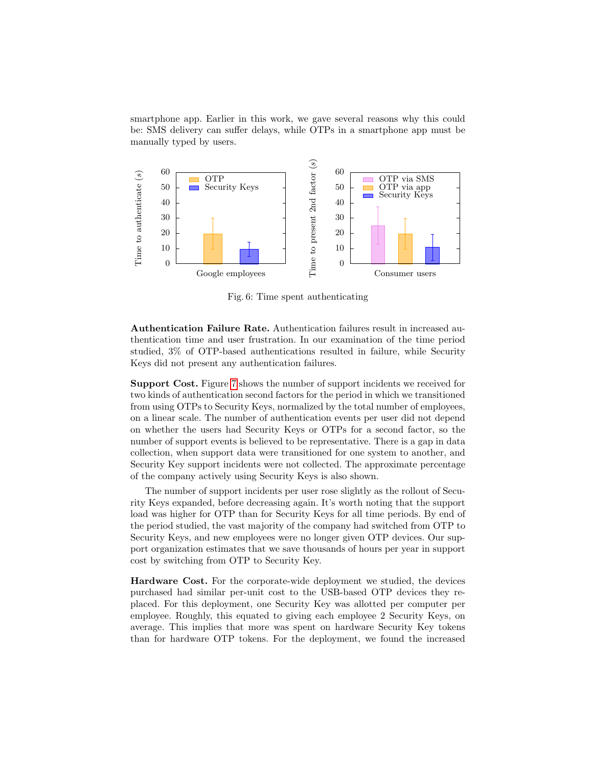smartphone app. Earlier in this work, we gave several reasons why this could be: SMS delivery can suffer delays, while OTPs in a smartphone app must be manually typed by users.

Time to authenticate (s)
60
50
40
30
20
10
0
OTP
Security Keys
Google employees

Time to present 2nd factor (s)
60
50
40
30
20
10
0
OTP via SMS
OTP via app
Security Keys
Consumer users

Fig. 6: Time spent authenticating

**Authentication Failure Rate.** Authentication failures result in increased authentication time and user frustration. In our examination of the time period studied, 3% of OTP-based authentications resulted in failure, while Security Keys did not present any authentication failures.

**Support Cost.** Figure 7 shows the number of support incidents we received for two kinds of authentication second factors for the period in which we transitioned from using OTPs to Security Keys, normalized by the total number of employees, on a linear scale. The number of authentication events per user did not depend on whether the users had Security Keys or OTPs for a second factor, so the number of support events is believed to be representative. There is a gap in data collection, when support data were transitioned for one system to another, and Security Key support incidents were not collected. The approximate percentage of the company actively using Security Keys is also shown.

The number of support incidents per user rose slightly as the rollout of Security Keys expanded, before decreasing again. It's worth noting that the support load was higher for OTP than for Security Keys for all time periods. By end of the period studied, the vast majority of the company had switched from OTP to Security Keys, and new employees were no longer given OTP devices. Our support organization estimates that we save thousands of hours per year in support cost by switching from OTP to Security Key.

**Hardware Cost.** For the corporate-wide deployment we studied, the devices purchased had similar per-unit cost to the USB-based OTP devices they replaced. For this deployment, one Security Key was allotted per computer per employee. Roughly, this equated to giving each employee 2 Security Keys, on average. This implies that more was spent on hardware Security Key tokens than for hardware OTP tokens. For the deployment, we found the increased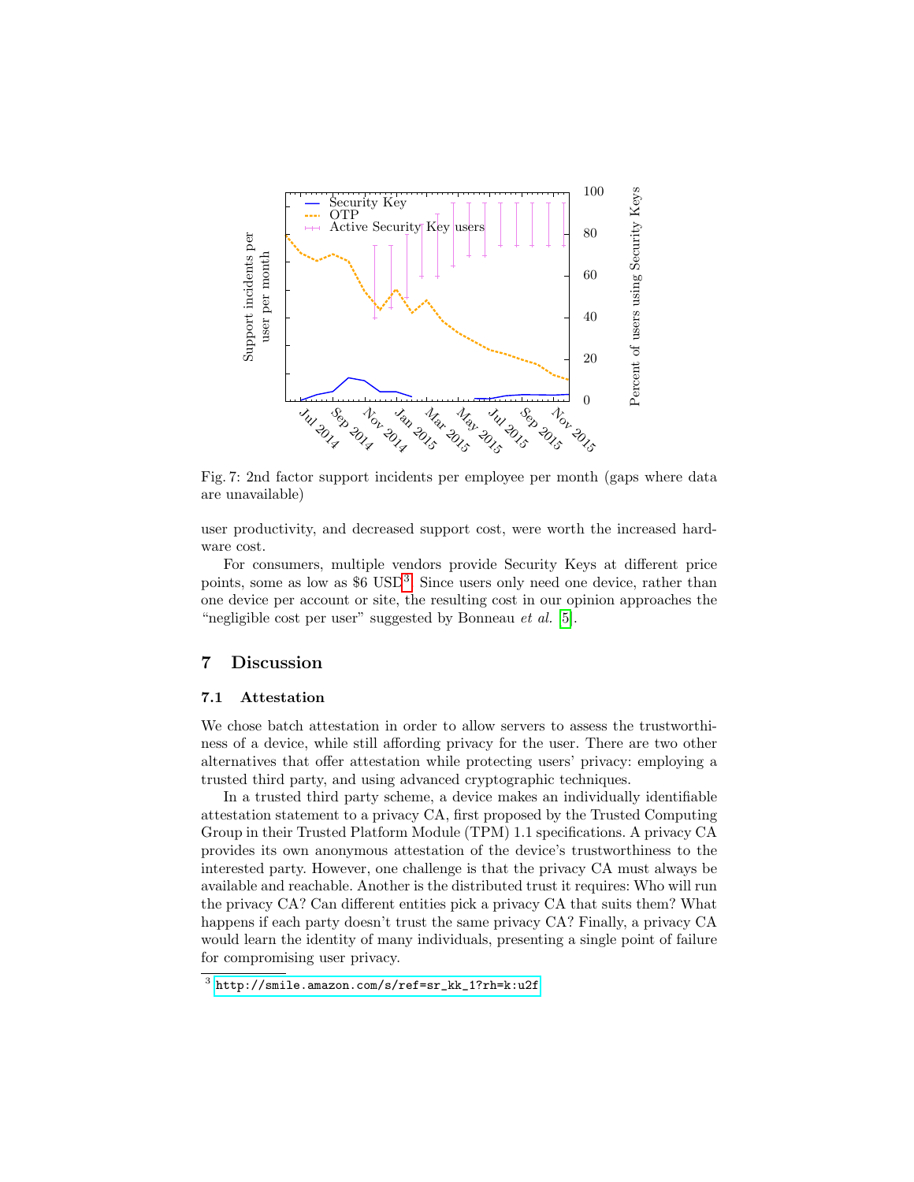Fig. 7: 2nd factor support incidents per employee per month (gaps where data are unavailable)

user productivity, and decreased support cost, were worth the increased hardware cost.

For consumers, multiple vendors provide Security Keys at different price points, some as low as $6 USD[3]. Since users only need one device, rather than one device per account or site, the resulting cost in our opinion approaches the "negligible cost per user" suggested by Bonneau *et al.* [5].

## 7 Discussion

### 7.1 Attestation

We chose batch attestation in order to allow servers to assess the trustworthiness of a device, while still affording privacy for the user. There are two other alternatives that offer attestation while protecting users' privacy: employing a trusted third party, and using advanced cryptographic techniques.

In a trusted third party scheme, a device makes an individually identifiable attestation statement to a privacy CA, first proposed by the Trusted Computing Group in their Trusted Platform Module (TPM) 1.1 specifications. A privacy CA provides its own anonymous attestation of the device's trustworthiness to the interested party. However, one challenge is that the privacy CA must always be available and reachable. Another is the distributed trust it requires: Who will run the privacy CA? Can different entities pick a privacy CA that suits them? What happens if each party doesn't trust the same privacy CA? Finally, a privacy CA would learn the identity of many individuals, presenting a single point of failure for compromising user privacy.

[3] http://smile.amazon.com/s/ref=sr_kk_1?rh=k:u2f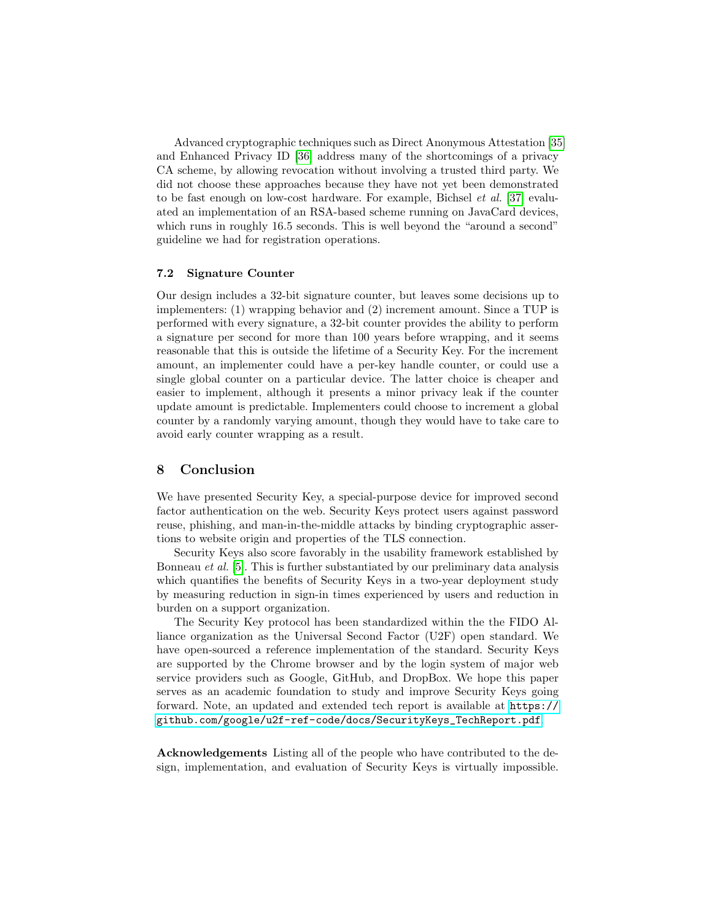Advanced cryptographic techniques such as Direct Anonymous Attestation [35] and Enhanced Privacy ID [36] address many of the shortcomings of a privacy CA scheme, by allowing revocation without involving a trusted third party. We did not choose these approaches because they have not yet been demonstrated to be fast enough on low-cost hardware. For example, Bichsel *et al.* [37] evaluated an implementation of an RSA-based scheme running on JavaCard devices, which runs in roughly 16.5 seconds. This is well beyond the "around a second" guideline we had for registration operations.

### 7.2 Signature Counter

Our design includes a 32-bit signature counter, but leaves some decisions up to implementers: (1) wrapping behavior and (2) increment amount. Since a TUP is performed with every signature, a 32-bit counter provides the ability to perform a signature per second for more than 100 years before wrapping, and it seems reasonable that this is outside the lifetime of a Security Key. For the increment amount, an implementer could have a per-key handle counter, or could use a single global counter on a particular device. The latter choice is cheaper and easier to implement, although it presents a minor privacy leak if the counter update amount is predictable. Implementers could choose to increment a global counter by a randomly varying amount, though they would have to take care to avoid early counter wrapping as a result.

## 8 Conclusion

We have presented Security Key, a special-purpose device for improved second factor authentication on the web. Security Keys protect users against password reuse, phishing, and man-in-the-middle attacks by binding cryptographic assertions to website origin and properties of the TLS connection.

Security Keys also score favorably in the usability framework established by Bonneau *et al.* [5]. This is further substantiated by our preliminary data analysis which quantifies the benefits of Security Keys in a two-year deployment study by measuring reduction in sign-in times experienced by users and reduction in burden on a support organization.

The Security Key protocol has been standardized within the the FIDO Alliance organization as the Universal Second Factor (U2F) open standard. We have open-sourced a reference implementation of the standard. Security Keys are supported by the Chrome browser and by the login system of major web service providers such as Google, GitHub, and DropBox. We hope this paper serves as an academic foundation to study and improve Security Keys going forward. Note, an updated and extended tech report is available at `https://github.com/google/u2f-ref-code/docs/SecurityKeys_TechReport.pdf`.

**Acknowledgements** Listing all of the people who have contributed to the design, implementation, and evaluation of Security Keys is virtually impossible.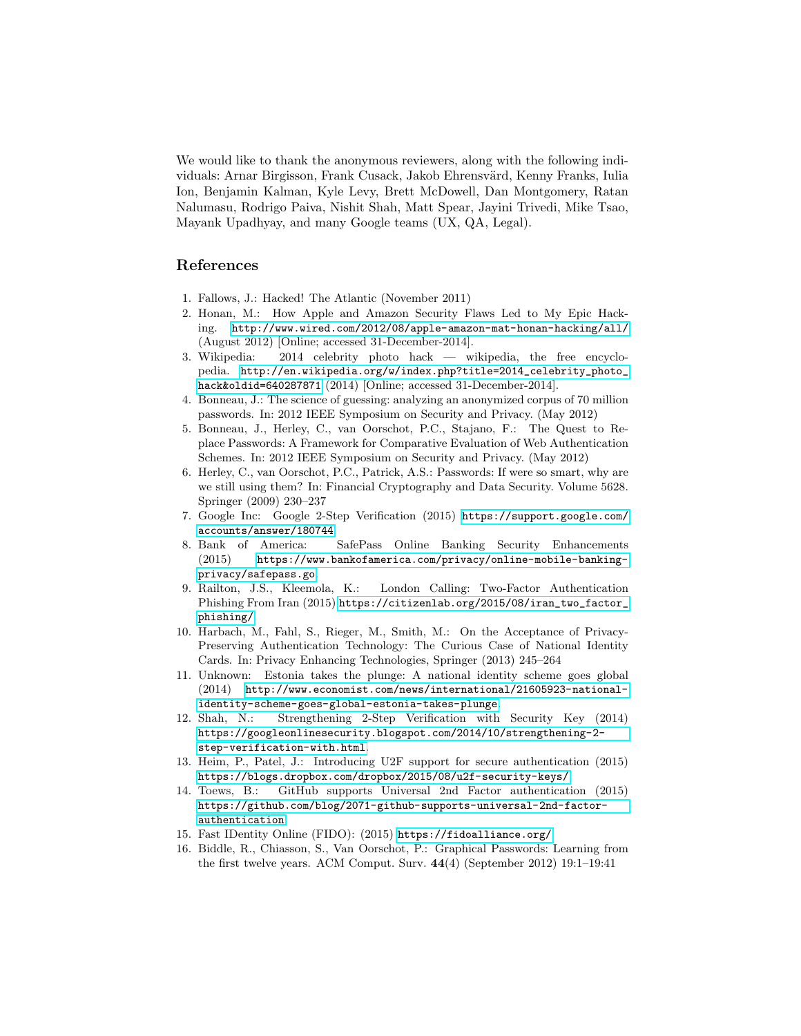We would like to thank the anonymous reviewers, along with the following individuals: Arnar Birgisson, Frank Cusack, Jakob Ehrensvärd, Kenny Franks, Iulia Ion, Benjamin Kalman, Kyle Levy, Brett McDowell, Dan Montgomery, Ratan Nalumasu, Rodrigo Paiva, Nishit Shah, Matt Spear, Jayini Trivedi, Mike Tsao, Mayank Upadhyay, and many Google teams (UX, QA, Legal).

## References

1. Fallows, J.: Hacked! The Atlantic (November 2011)
2. Honan, M.: How Apple and Amazon Security Flaws Led to My Epic Hacking. http://www.wired.com/2012/08/apple-amazon-mat-honan-hacking/all/ (August 2012) [Online; accessed 31-December-2014].
3. Wikipedia: 2014 celebrity photo hack — wikipedia, the free encyclopedia. http://en.wikipedia.org/w/index.php?title=2014_celebrity_photo_hack&oldid=640287871 (2014) [Online; accessed 31-December-2014].
4. Bonneau, J.: The science of guessing: analyzing an anonymized corpus of 70 million passwords. In: 2012 IEEE Symposium on Security and Privacy. (May 2012)
5. Bonneau, J., Herley, C., van Oorschot, P.C., Stajano, F.: The Quest to Replace Passwords: A Framework for Comparative Evaluation of Web Authentication Schemes. In: 2012 IEEE Symposium on Security and Privacy. (May 2012)
6. Herley, C., van Oorschot, P.C., Patrick, A.S.: Passwords: If were so smart, why are we still using them? In: Financial Cryptography and Data Security. Volume 5628. Springer (2009) 230–237
7. Google Inc: Google 2-Step Verification (2015) https://support.google.com/accounts/answer/180744
8. Bank of America: SafePass Online Banking Security Enhancements (2015) https://www.bankofamerica.com/privacy/online-mobile-banking-privacy/safepass.go
9. Railton, J.S., Kleemola, K.: London Calling: Two-Factor Authentication Phishing From Iran (2015) https://citizenlab.org/2015/08/iran_two_factor_phishing/
10. Harbach, M., Fahl, S., Rieger, M., Smith, M.: On the Acceptance of Privacy-Preserving Authentication Technology: The Curious Case of National Identity Cards. In: Privacy Enhancing Technologies, Springer (2013) 245–264
11. Unknown: Estonia takes the plunge: A national identity scheme goes global (2014) http://www.economist.com/news/international/21605923-national-identity-scheme-goes-global-estonia-takes-plunge
12. Shah, N.: Strengthening 2-Step Verification with Security Key (2014) https://googleonlinesecurity.blogspot.com/2014/10/strengthening-2-step-verification-with.html.
13. Heim, P., Patel, J.: Introducing U2F support for secure authentication (2015) https://blogs.dropbox.com/dropbox/2015/08/u2f-security-keys/
14. Toews, B.: GitHub supports Universal 2nd Factor authentication (2015) https://github.com/blog/2071-github-supports-universal-2nd-factor-authentication
15. Fast IDentity Online (FIDO): (2015) https://fidoalliance.org/
16. Biddle, R., Chiasson, S., Van Oorschot, P.: Graphical Passwords: Learning from the first twelve years. ACM Comput. Surv. **44**(4) (September 2012) 19:1–19:41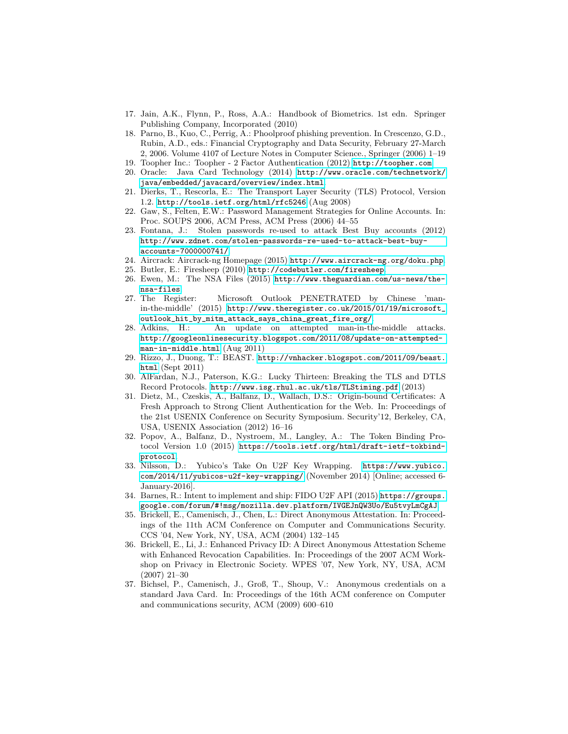17. Jain, A.K., Flynn, P., Ross, A.A.: Handbook of Biometrics. 1st edn. Springer Publishing Company, Incorporated (2010)
18. Parno, B., Kuo, C., Perrig, A.: Phoolproof phishing prevention. In Crescenzo, G.D., Rubin, A.D., eds.: Financial Cryptography and Data Security, February 27-March 2, 2006. Volume 4107 of Lecture Notes in Computer Science., Springer (2006) 1–19
19. Toopher Inc.: Toopher - 2 Factor Authentication (2012) http://toopher.com
20. Oracle: Java Card Technology (2014) http://www.oracle.com/technetwork/java/embedded/javacard/overview/index.html
21. Dierks, T., Rescorla, E.: The Transport Layer Security (TLS) Protocol, Version 1.2. http://tools.ietf.org/html/rfc5246 (Aug 2008)
22. Gaw, S., Felten, E.W.: Password Management Strategies for Online Accounts. In: Proc. SOUPS 2006, ACM Press, ACM Press (2006) 44–55
23. Fontana, J.: Stolen passwords re-used to attack Best Buy accounts (2012) http://www.zdnet.com/stolen-passwords-re-used-to-attack-best-buy-accounts-7000000741/
24. Aircrack: Aircrack-ng Homepage (2015) http://www.aircrack-ng.org/doku.php
25. Butler, E.: Firesheep (2010) http://codebutler.com/firesheep
26. Ewen, M.: The NSA Files (2015) http://www.theguardian.com/us-news/the-nsa-files
27. The Register: Microsoft Outlook PENETRATED by Chinese 'man-in-the-middle' (2015) http://www.theregister.co.uk/2015/01/19/microsoft_outlook_hit_by_mitm_attack_says_china_great_fire_org/
28. Adkins, H.: An update on attempted man-in-the-middle attacks. http://googleonlinesecurity.blogspot.com/2011/08/update-on-attempted-man-in-middle.html (Aug 2011)
29. Rizzo, J., Duong, T.: BEAST. http://vnhacker.blogspot.com/2011/09/beast.html (Sept 2011)
30. AlFardan, N.J., Paterson, K.G.: Lucky Thirteen: Breaking the TLS and DTLS Record Protocols. http://www.isg.rhul.ac.uk/tls/TLStiming.pdf (2013)
31. Dietz, M., Czeskis, A., Balfanz, D., Wallach, D.S.: Origin-bound Certificates: A Fresh Approach to Strong Client Authentication for the Web. In: Proceedings of the 21st USENIX Conference on Security Symposium. Security'12, Berkeley, CA, USA, USENIX Association (2012) 16–16
32. Popov, A., Balfanz, D., Nystroem, M., Langley, A.: The Token Binding Protocol Version 1.0 (2015) https://tools.ietf.org/html/draft-ietf-tokbind-protocol
33. Nilsson, D.: Yubico's Take On U2F Key Wrapping. https://www.yubico.com/2014/11/yubicos-u2f-key-wrapping/ (November 2014) [Online; accessed 6-January-2016].
34. Barnes, R.: Intent to implement and ship: FIDO U2F API (2015) https://groups.google.com/forum/#!msg/mozilla.dev.platform/IVGEJnQW3Uo/Eu5tvyLmCgAJ
35. Brickell, E., Camenisch, J., Chen, L.: Direct Anonymous Attestation. In: Proceedings of the 11th ACM Conference on Computer and Communications Security. CCS '04, New York, NY, USA, ACM (2004) 132–145
36. Brickell, E., Li, J.: Enhanced Privacy ID: A Direct Anonymous Attestation Scheme with Enhanced Revocation Capabilities. In: Proceedings of the 2007 ACM Workshop on Privacy in Electronic Society. WPES '07, New York, NY, USA, ACM (2007) 21–30
37. Bichsel, P., Camenisch, J., Groß, T., Shoup, V.: Anonymous credentials on a standard Java Card. In: Proceedings of the 16th ACM conference on Computer and communications security, ACM (2009) 600–610